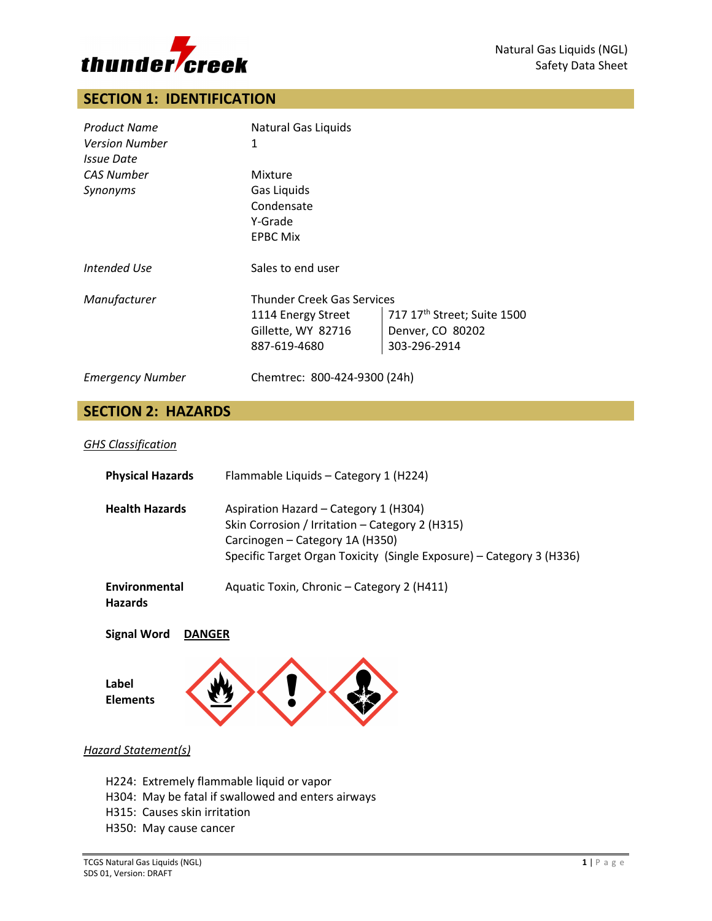Natural Gas Liquids (NGL)
Safety Data Sheet

## SECTION 1: IDENTIFICATION

| | |
|---|---|
| *Product Name* | Natural Gas Liquids |
| *Version Number* | 1 |
| *Issue Date* | |
| *CAS Number* | Mixture |
| *Synonyms* | Gas Liquids<br>Condensate<br>Y-Grade<br>EPBC Mix |
| *Intended Use* | Sales to end user |
| *Manufacturer* | Thunder Creek Gas Services<br>1114 Energy Street, Gillette, WY 82716, 887-619-4680<br>717 17th Street; Suite 1500, Denver, CO 80202, 303-296-2914 |
| *Emergency Number* | Chemtrec: 800-424-9300 (24h) |

## SECTION 2: HAZARDS

*GHS Classification*

**Physical Hazards** Flammable Liquids – Category 1 (H224)

**Health Hazards** Aspiration Hazard – Category 1 (H304)
Skin Corrosion / Irritation – Category 2 (H315)
Carcinogen – Category 1A (H350)
Specific Target Organ Toxicity (Single Exposure) – Category 3 (H336)

**Environmental Hazards** Aquatic Toxin, Chronic – Category 2 (H411)

**Signal Word** **DANGER**

**Label Elements**

*Hazard Statement(s)*

H224: Extremely flammable liquid or vapor
H304: May be fatal if swallowed and enters airways
H315: Causes skin irritation
H350: May cause cancer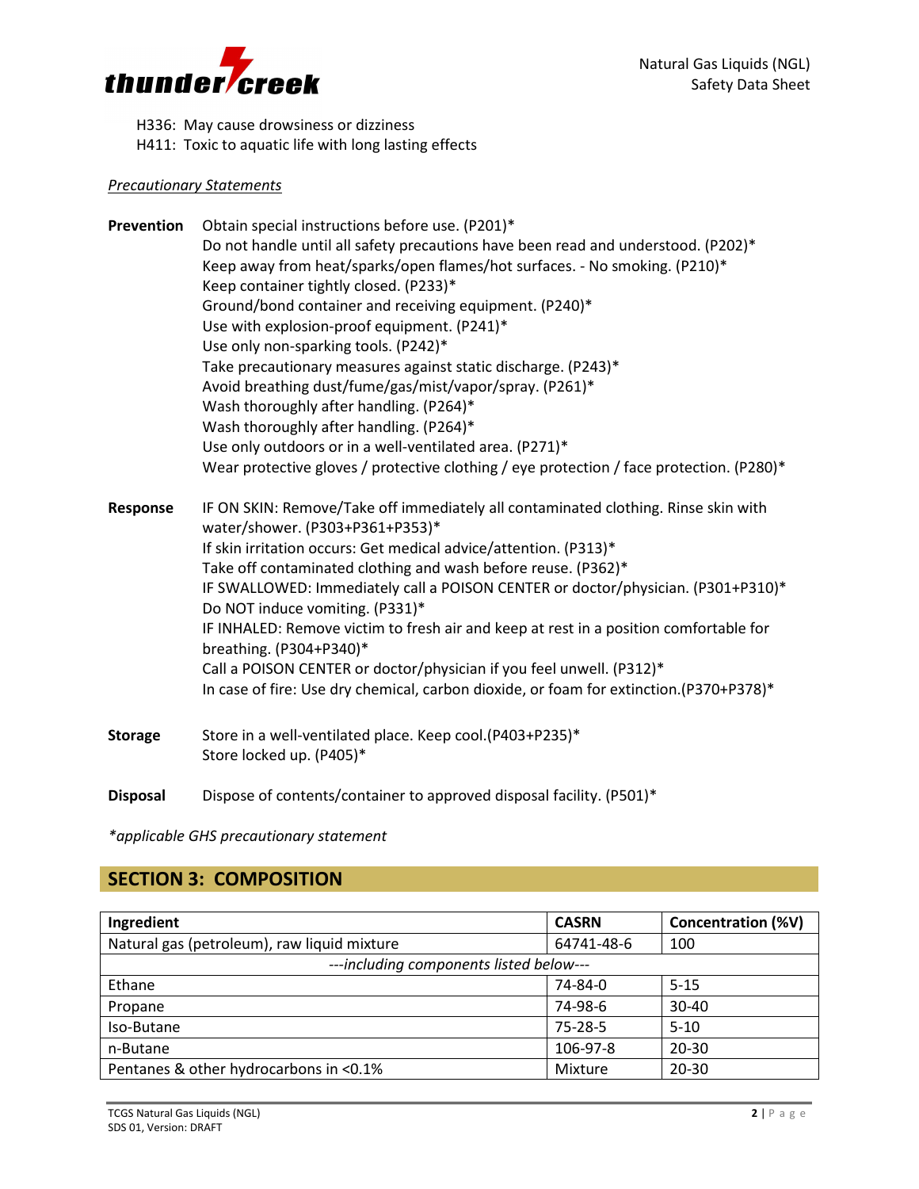H336: May cause drowsiness or dizziness
H411: Toxic to aquatic life with long lasting effects

*Precautionary Statements*

**Prevention**
Obtain special instructions before use. (P201)*
Do not handle until all safety precautions have been read and understood. (P202)*
Keep away from heat/sparks/open flames/hot surfaces. - No smoking. (P210)*
Keep container tightly closed. (P233)*
Ground/bond container and receiving equipment. (P240)*
Use with explosion-proof equipment. (P241)*
Use only non-sparking tools. (P242)*
Take precautionary measures against static discharge. (P243)*
Avoid breathing dust/fume/gas/mist/vapor/spray. (P261)*
Wash thoroughly after handling. (P264)*
Wash thoroughly after handling. (P264)*
Use only outdoors or in a well-ventilated area. (P271)*
Wear protective gloves / protective clothing / eye protection / face protection. (P280)*

**Response**
IF ON SKIN: Remove/Take off immediately all contaminated clothing. Rinse skin with water/shower. (P303+P361+P353)*
If skin irritation occurs: Get medical advice/attention. (P313)*
Take off contaminated clothing and wash before reuse. (P362)*
IF SWALLOWED: Immediately call a POISON CENTER or doctor/physician. (P301+P310)*
Do NOT induce vomiting. (P331)*
IF INHALED: Remove victim to fresh air and keep at rest in a position comfortable for breathing. (P304+P340)*
Call a POISON CENTER or doctor/physician if you feel unwell. (P312)*
In case of fire: Use dry chemical, carbon dioxide, or foam for extinction.(P370+P378)*

**Storage**
Store in a well-ventilated place. Keep cool.(P403+P235)*
Store locked up. (P405)*

**Disposal**
Dispose of contents/container to approved disposal facility. (P501)*

*\*applicable GHS precautionary statement*

## SECTION 3: COMPOSITION

| Ingredient | CASRN | Concentration (%V) |
|---|---|---|
| Natural gas (petroleum), raw liquid mixture | 64741-48-6 | 100 |
| *---including components listed below---* | | |
| Ethane | 74-84-0 | 5-15 |
| Propane | 74-98-6 | 30-40 |
| Iso-Butane | 75-28-5 | 5-10 |
| n-Butane | 106-97-8 | 20-30 |
| Pentanes & other hydrocarbons in <0.1% | Mixture | 20-30 |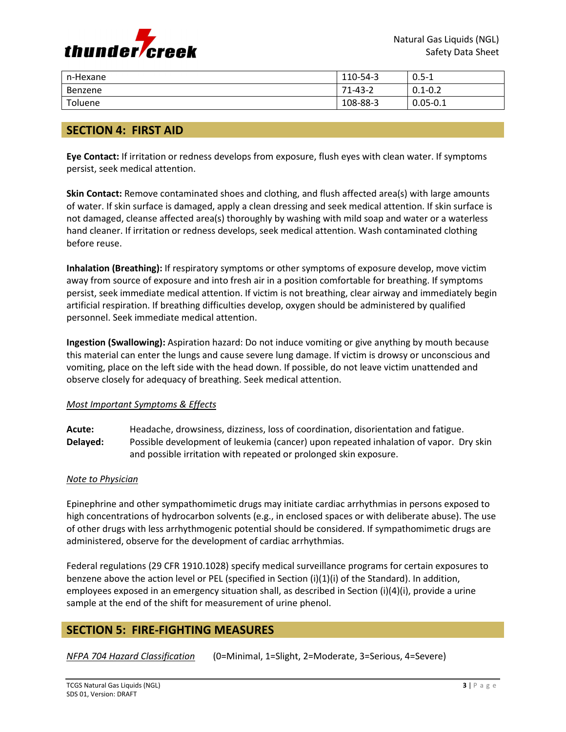| n-Hexane | 110-54-3 | 0.5-1 |
|---|---|---|
| Benzene | 71-43-2 | 0.1-0.2 |
| Toluene | 108-88-3 | 0.05-0.1 |

## SECTION 4: FIRST AID

**Eye Contact:** If irritation or redness develops from exposure, flush eyes with clean water. If symptoms persist, seek medical attention.

**Skin Contact:** Remove contaminated shoes and clothing, and flush affected area(s) with large amounts of water. If skin surface is damaged, apply a clean dressing and seek medical attention. If skin surface is not damaged, cleanse affected area(s) thoroughly by washing with mild soap and water or a waterless hand cleaner. If irritation or redness develops, seek medical attention. Wash contaminated clothing before reuse.

**Inhalation (Breathing):** If respiratory symptoms or other symptoms of exposure develop, move victim away from source of exposure and into fresh air in a position comfortable for breathing. If symptoms persist, seek immediate medical attention. If victim is not breathing, clear airway and immediately begin artificial respiration. If breathing difficulties develop, oxygen should be administered by qualified personnel. Seek immediate medical attention.

**Ingestion (Swallowing):** Aspiration hazard: Do not induce vomiting or give anything by mouth because this material can enter the lungs and cause severe lung damage. If victim is drowsy or unconscious and vomiting, place on the left side with the head down. If possible, do not leave victim unattended and observe closely for adequacy of breathing. Seek medical attention.

*Most Important Symptoms & Effects*

**Acute:** Headache, drowsiness, dizziness, loss of coordination, disorientation and fatigue.
**Delayed:** Possible development of leukemia (cancer) upon repeated inhalation of vapor. Dry skin and possible irritation with repeated or prolonged skin exposure.

*Note to Physician*

Epinephrine and other sympathomimetic drugs may initiate cardiac arrhythmias in persons exposed to high concentrations of hydrocarbon solvents (e.g., in enclosed spaces or with deliberate abuse). The use of other drugs with less arrhythmogenic potential should be considered. If sympathomimetic drugs are administered, observe for the development of cardiac arrhythmias.

Federal regulations (29 CFR 1910.1028) specify medical surveillance programs for certain exposures to benzene above the action level or PEL (specified in Section (i)(1)(i) of the Standard). In addition, employees exposed in an emergency situation shall, as described in Section (i)(4)(i), provide a urine sample at the end of the shift for measurement of urine phenol.

## SECTION 5: FIRE-FIGHTING MEASURES

*NFPA 704 Hazard Classification* (0=Minimal, 1=Slight, 2=Moderate, 3=Serious, 4=Severe)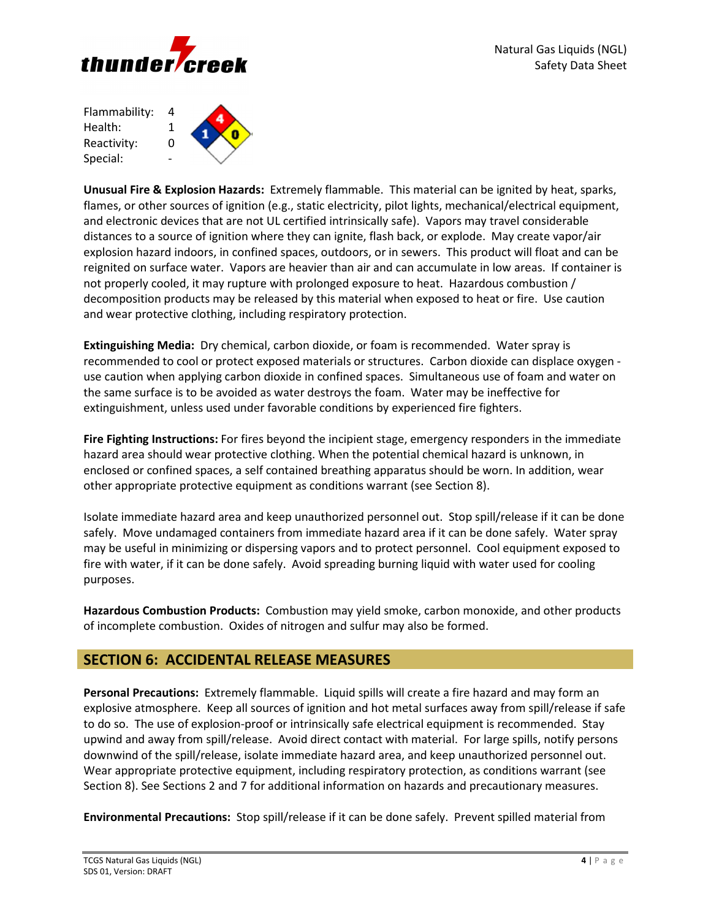Flammability: 4
Health: 1
Reactivity: 0
Special: -

**Unusual Fire & Explosion Hazards:** Extremely flammable. This material can be ignited by heat, sparks, flames, or other sources of ignition (e.g., static electricity, pilot lights, mechanical/electrical equipment, and electronic devices that are not UL certified intrinsically safe). Vapors may travel considerable distances to a source of ignition where they can ignite, flash back, or explode. May create vapor/air explosion hazard indoors, in confined spaces, outdoors, or in sewers. This product will float and can be reignited on surface water. Vapors are heavier than air and can accumulate in low areas. If container is not properly cooled, it may rupture with prolonged exposure to heat. Hazardous combustion / decomposition products may be released by this material when exposed to heat or fire. Use caution and wear protective clothing, including respiratory protection.

**Extinguishing Media:** Dry chemical, carbon dioxide, or foam is recommended. Water spray is recommended to cool or protect exposed materials or structures. Carbon dioxide can displace oxygen - use caution when applying carbon dioxide in confined spaces. Simultaneous use of foam and water on the same surface is to be avoided as water destroys the foam. Water may be ineffective for extinguishment, unless used under favorable conditions by experienced fire fighters.

**Fire Fighting Instructions:** For fires beyond the incipient stage, emergency responders in the immediate hazard area should wear protective clothing. When the potential chemical hazard is unknown, in enclosed or confined spaces, a self contained breathing apparatus should be worn. In addition, wear other appropriate protective equipment as conditions warrant (see Section 8).

Isolate immediate hazard area and keep unauthorized personnel out. Stop spill/release if it can be done safely. Move undamaged containers from immediate hazard area if it can be done safely. Water spray may be useful in minimizing or dispersing vapors and to protect personnel. Cool equipment exposed to fire with water, if it can be done safely. Avoid spreading burning liquid with water used for cooling purposes.

**Hazardous Combustion Products:** Combustion may yield smoke, carbon monoxide, and other products of incomplete combustion. Oxides of nitrogen and sulfur may also be formed.

## SECTION 6: ACCIDENTAL RELEASE MEASURES

**Personal Precautions:** Extremely flammable. Liquid spills will create a fire hazard and may form an explosive atmosphere. Keep all sources of ignition and hot metal surfaces away from spill/release if safe to do so. The use of explosion-proof or intrinsically safe electrical equipment is recommended. Stay upwind and away from spill/release. Avoid direct contact with material. For large spills, notify persons downwind of the spill/release, isolate immediate hazard area, and keep unauthorized personnel out. Wear appropriate protective equipment, including respiratory protection, as conditions warrant (see Section 8). See Sections 2 and 7 for additional information on hazards and precautionary measures.

**Environmental Precautions:** Stop spill/release if it can be done safely. Prevent spilled material from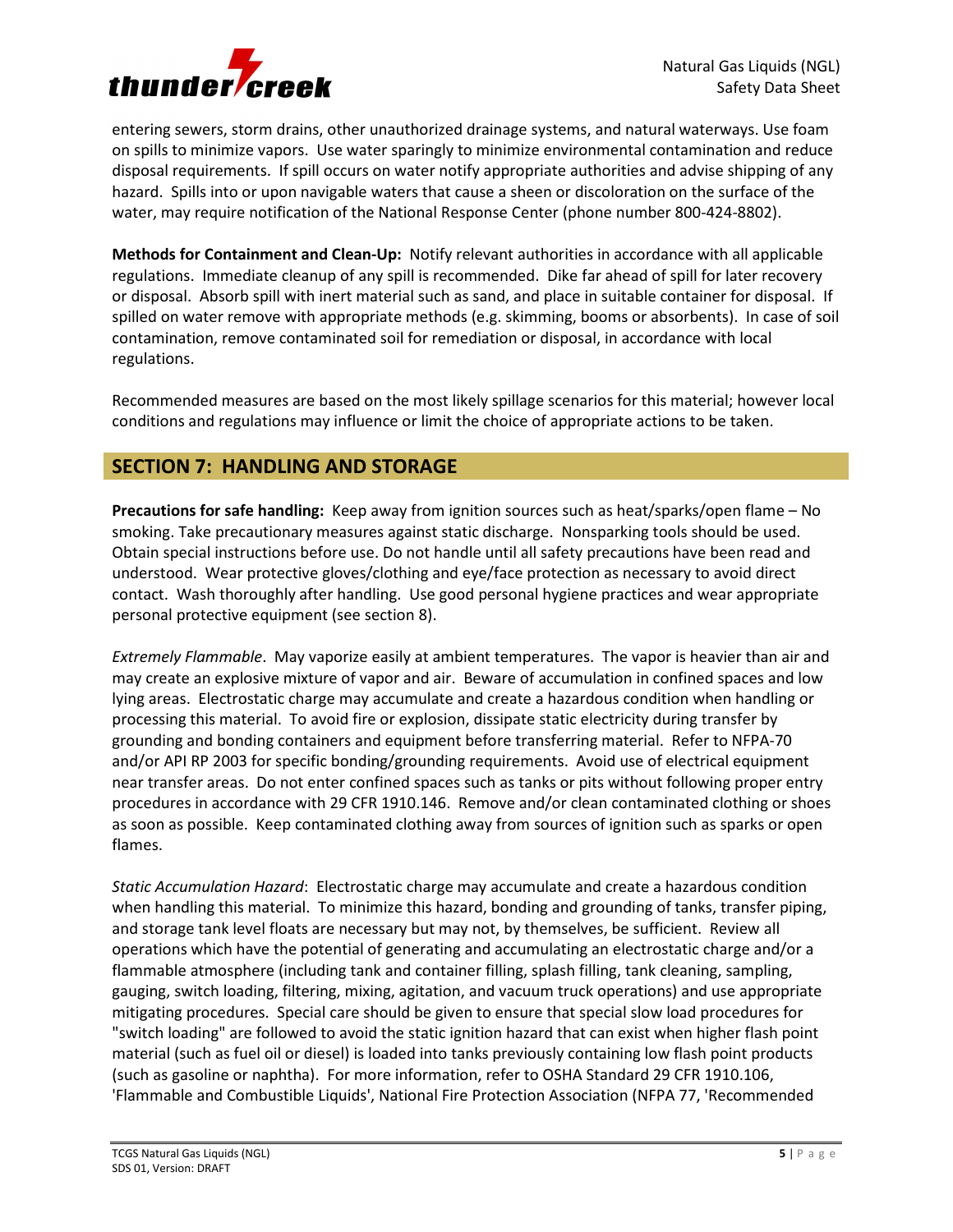entering sewers, storm drains, other unauthorized drainage systems, and natural waterways. Use foam on spills to minimize vapors. Use water sparingly to minimize environmental contamination and reduce disposal requirements. If spill occurs on water notify appropriate authorities and advise shipping of any hazard. Spills into or upon navigable waters that cause a sheen or discoloration on the surface of the water, may require notification of the National Response Center (phone number 800-424-8802).

**Methods for Containment and Clean-Up:** Notify relevant authorities in accordance with all applicable regulations. Immediate cleanup of any spill is recommended. Dike far ahead of spill for later recovery or disposal. Absorb spill with inert material such as sand, and place in suitable container for disposal. If spilled on water remove with appropriate methods (e.g. skimming, booms or absorbents). In case of soil contamination, remove contaminated soil for remediation or disposal, in accordance with local regulations.

Recommended measures are based on the most likely spillage scenarios for this material; however local conditions and regulations may influence or limit the choice of appropriate actions to be taken.

## SECTION 7: HANDLING AND STORAGE

**Precautions for safe handling:** Keep away from ignition sources such as heat/sparks/open flame – No smoking. Take precautionary measures against static discharge. Nonsparking tools should be used. Obtain special instructions before use. Do not handle until all safety precautions have been read and understood. Wear protective gloves/clothing and eye/face protection as necessary to avoid direct contact. Wash thoroughly after handling. Use good personal hygiene practices and wear appropriate personal protective equipment (see section 8).

*Extremely Flammable*. May vaporize easily at ambient temperatures. The vapor is heavier than air and may create an explosive mixture of vapor and air. Beware of accumulation in confined spaces and low lying areas. Electrostatic charge may accumulate and create a hazardous condition when handling or processing this material. To avoid fire or explosion, dissipate static electricity during transfer by grounding and bonding containers and equipment before transferring material. Refer to NFPA-70 and/or API RP 2003 for specific bonding/grounding requirements. Avoid use of electrical equipment near transfer areas. Do not enter confined spaces such as tanks or pits without following proper entry procedures in accordance with 29 CFR 1910.146. Remove and/or clean contaminated clothing or shoes as soon as possible. Keep contaminated clothing away from sources of ignition such as sparks or open flames.

*Static Accumulation Hazard*: Electrostatic charge may accumulate and create a hazardous condition when handling this material. To minimize this hazard, bonding and grounding of tanks, transfer piping, and storage tank level floats are necessary but may not, by themselves, be sufficient. Review all operations which have the potential of generating and accumulating an electrostatic charge and/or a flammable atmosphere (including tank and container filling, splash filling, tank cleaning, sampling, gauging, switch loading, filtering, mixing, agitation, and vacuum truck operations) and use appropriate mitigating procedures. Special care should be given to ensure that special slow load procedures for "switch loading" are followed to avoid the static ignition hazard that can exist when higher flash point material (such as fuel oil or diesel) is loaded into tanks previously containing low flash point products (such as gasoline or naphtha). For more information, refer to OSHA Standard 29 CFR 1910.106, 'Flammable and Combustible Liquids', National Fire Protection Association (NFPA 77, 'Recommended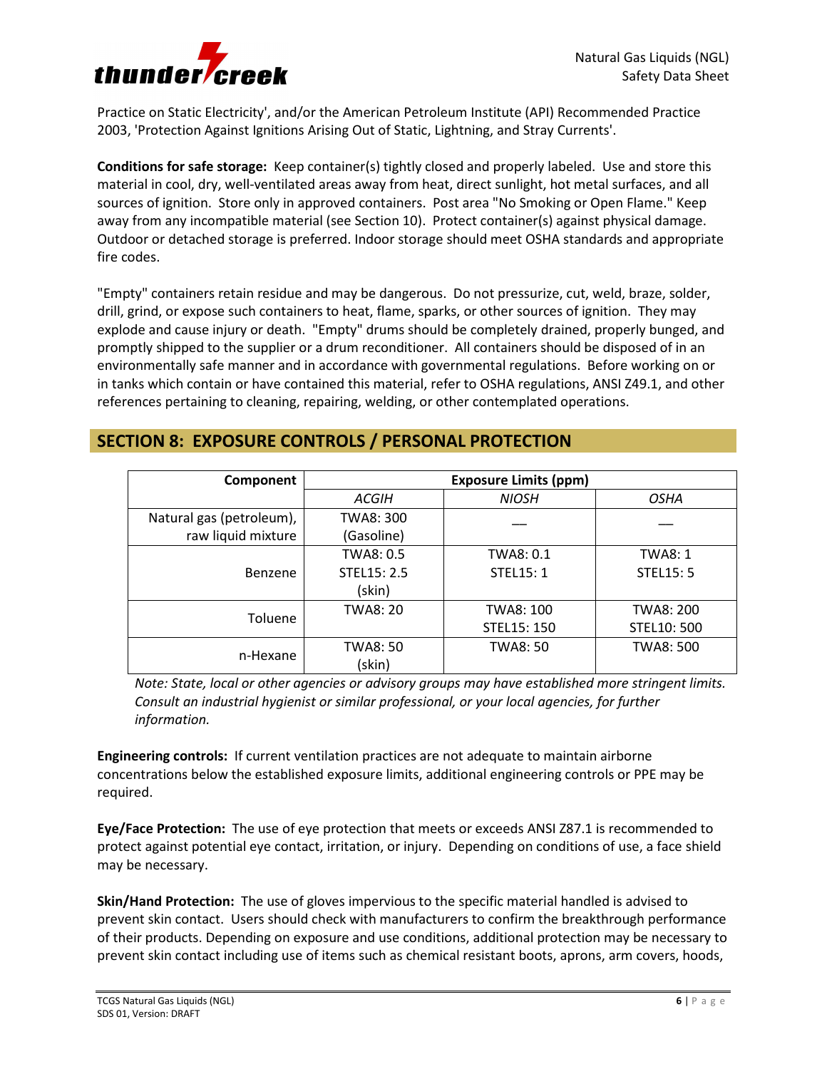Practice on Static Electricity', and/or the American Petroleum Institute (API) Recommended Practice 2003, 'Protection Against Ignitions Arising Out of Static, Lightning, and Stray Currents'.

**Conditions for safe storage:** Keep container(s) tightly closed and properly labeled. Use and store this material in cool, dry, well-ventilated areas away from heat, direct sunlight, hot metal surfaces, and all sources of ignition. Store only in approved containers. Post area "No Smoking or Open Flame." Keep away from any incompatible material (see Section 10). Protect container(s) against physical damage. Outdoor or detached storage is preferred. Indoor storage should meet OSHA standards and appropriate fire codes.

"Empty" containers retain residue and may be dangerous. Do not pressurize, cut, weld, braze, solder, drill, grind, or expose such containers to heat, flame, sparks, or other sources of ignition. They may explode and cause injury or death. "Empty" drums should be completely drained, properly bunged, and promptly shipped to the supplier or a drum reconditioner. All containers should be disposed of in an environmentally safe manner and in accordance with governmental regulations. Before working on or in tanks which contain or have contained this material, refer to OSHA regulations, ANSI Z49.1, and other references pertaining to cleaning, repairing, welding, or other contemplated operations.

## SECTION 8: EXPOSURE CONTROLS / PERSONAL PROTECTION

| Component | Exposure Limits (ppm) | | |
|---|---|---|---|
| | *ACGIH* | *NIOSH* | *OSHA* |
| Natural gas (petroleum), raw liquid mixture | TWA8: 300 (Gasoline) | — | — |
| Benzene | TWA8: 0.5 STEL15: 2.5 (skin) | TWA8: 0.1 STEL15: 1 | TWA8: 1 STEL15: 5 |
| Toluene | TWA8: 20 | TWA8: 100 STEL15: 150 | TWA8: 200 STEL10: 500 |
| n-Hexane | TWA8: 50 (skin) | TWA8: 50 | TWA8: 500 |

*Note: State, local or other agencies or advisory groups may have established more stringent limits. Consult an industrial hygienist or similar professional, or your local agencies, for further information.*

**Engineering controls:** If current ventilation practices are not adequate to maintain airborne concentrations below the established exposure limits, additional engineering controls or PPE may be required.

**Eye/Face Protection:** The use of eye protection that meets or exceeds ANSI Z87.1 is recommended to protect against potential eye contact, irritation, or injury. Depending on conditions of use, a face shield may be necessary.

**Skin/Hand Protection:** The use of gloves impervious to the specific material handled is advised to prevent skin contact. Users should check with manufacturers to confirm the breakthrough performance of their products. Depending on exposure and use conditions, additional protection may be necessary to prevent skin contact including use of items such as chemical resistant boots, aprons, arm covers, hoods,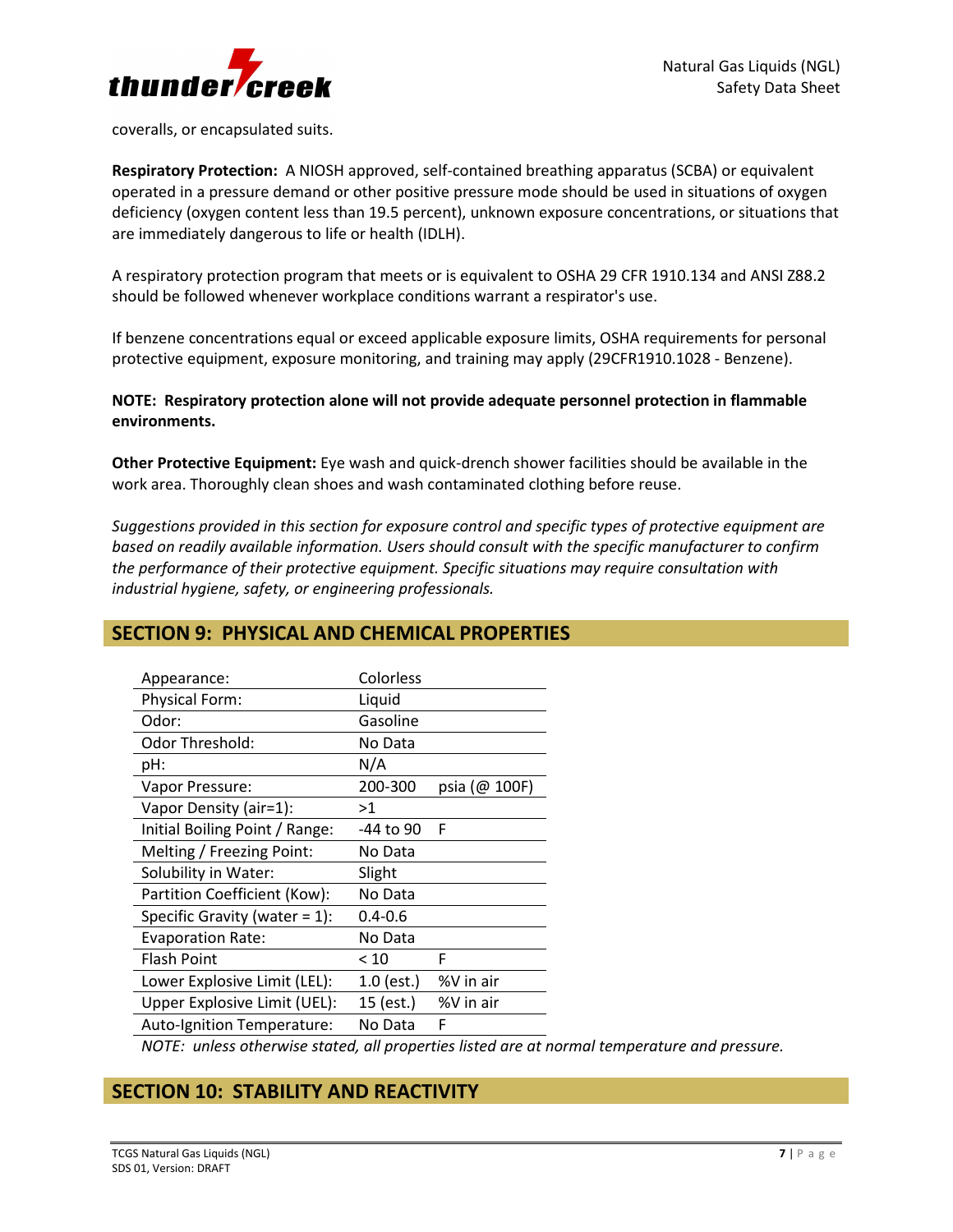coveralls, or encapsulated suits.

**Respiratory Protection:** A NIOSH approved, self-contained breathing apparatus (SCBA) or equivalent operated in a pressure demand or other positive pressure mode should be used in situations of oxygen deficiency (oxygen content less than 19.5 percent), unknown exposure concentrations, or situations that are immediately dangerous to life or health (IDLH).

A respiratory protection program that meets or is equivalent to OSHA 29 CFR 1910.134 and ANSI Z88.2 should be followed whenever workplace conditions warrant a respirator's use.

If benzene concentrations equal or exceed applicable exposure limits, OSHA requirements for personal protective equipment, exposure monitoring, and training may apply (29CFR1910.1028 - Benzene).

**NOTE: Respiratory protection alone will not provide adequate personnel protection in flammable environments.**

**Other Protective Equipment:** Eye wash and quick-drench shower facilities should be available in the work area. Thoroughly clean shoes and wash contaminated clothing before reuse.

*Suggestions provided in this section for exposure control and specific types of protective equipment are based on readily available information. Users should consult with the specific manufacturer to confirm the performance of their protective equipment. Specific situations may require consultation with industrial hygiene, safety, or engineering professionals.*

## SECTION 9: PHYSICAL AND CHEMICAL PROPERTIES

| | | |
|---|---|---|
| Appearance: | Colorless | |
| Physical Form: | Liquid | |
| Odor: | Gasoline | |
| Odor Threshold: | No Data | |
| pH: | N/A | |
| Vapor Pressure: | 200-300 | psia (@ 100F) |
| Vapor Density (air=1): | >1 | |
| Initial Boiling Point / Range: | -44 to 90 | F |
| Melting / Freezing Point: | No Data | |
| Solubility in Water: | Slight | |
| Partition Coefficient (Kow): | No Data | |
| Specific Gravity (water = 1): | 0.4-0.6 | |
| Evaporation Rate: | No Data | |
| Flash Point | < 10 | F |
| Lower Explosive Limit (LEL): | 1.0 (est.) | %V in air |
| Upper Explosive Limit (UEL): | 15 (est.) | %V in air |
| Auto-Ignition Temperature: | No Data | F |

*NOTE: unless otherwise stated, all properties listed are at normal temperature and pressure.*

## SECTION 10: STABILITY AND REACTIVITY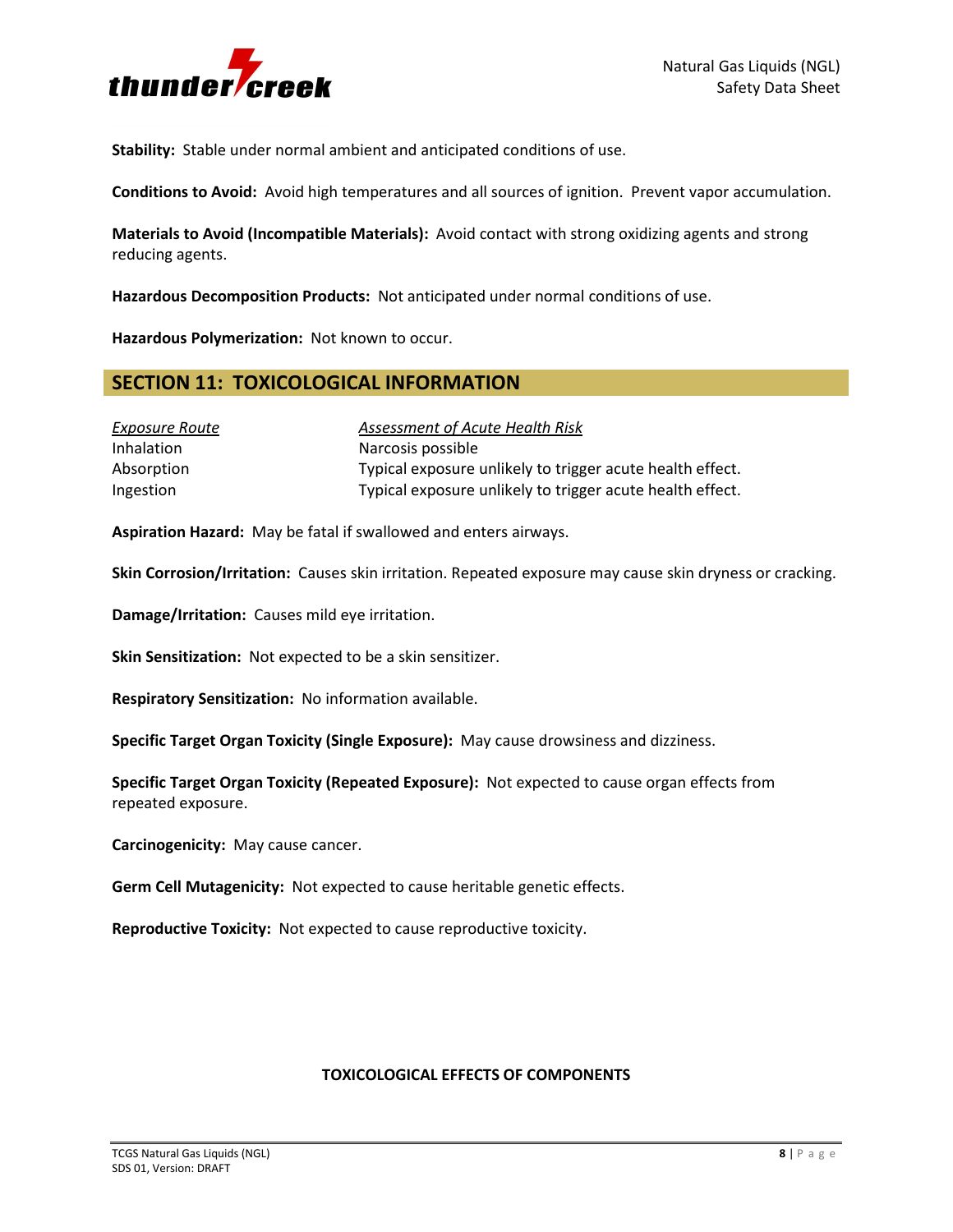**Stability:** Stable under normal ambient and anticipated conditions of use.

**Conditions to Avoid:** Avoid high temperatures and all sources of ignition. Prevent vapor accumulation.

**Materials to Avoid (Incompatible Materials):** Avoid contact with strong oxidizing agents and strong reducing agents.

**Hazardous Decomposition Products:** Not anticipated under normal conditions of use.

**Hazardous Polymerization:** Not known to occur.

## SECTION 11: TOXICOLOGICAL INFORMATION

| *Exposure Route* | *Assessment of Acute Health Risk* |
|---|---|
| Inhalation | Narcosis possible |
| Absorption | Typical exposure unlikely to trigger acute health effect. |
| Ingestion | Typical exposure unlikely to trigger acute health effect. |

**Aspiration Hazard:** May be fatal if swallowed and enters airways.

**Skin Corrosion/Irritation:** Causes skin irritation. Repeated exposure may cause skin dryness or cracking.

**Damage/Irritation:** Causes mild eye irritation.

**Skin Sensitization:** Not expected to be a skin sensitizer.

**Respiratory Sensitization:** No information available.

**Specific Target Organ Toxicity (Single Exposure):** May cause drowsiness and dizziness.

**Specific Target Organ Toxicity (Repeated Exposure):** Not expected to cause organ effects from repeated exposure.

**Carcinogenicity:** May cause cancer.

**Germ Cell Mutagenicity:** Not expected to cause heritable genetic effects.

**Reproductive Toxicity:** Not expected to cause reproductive toxicity.

**TOXICOLOGICAL EFFECTS OF COMPONENTS**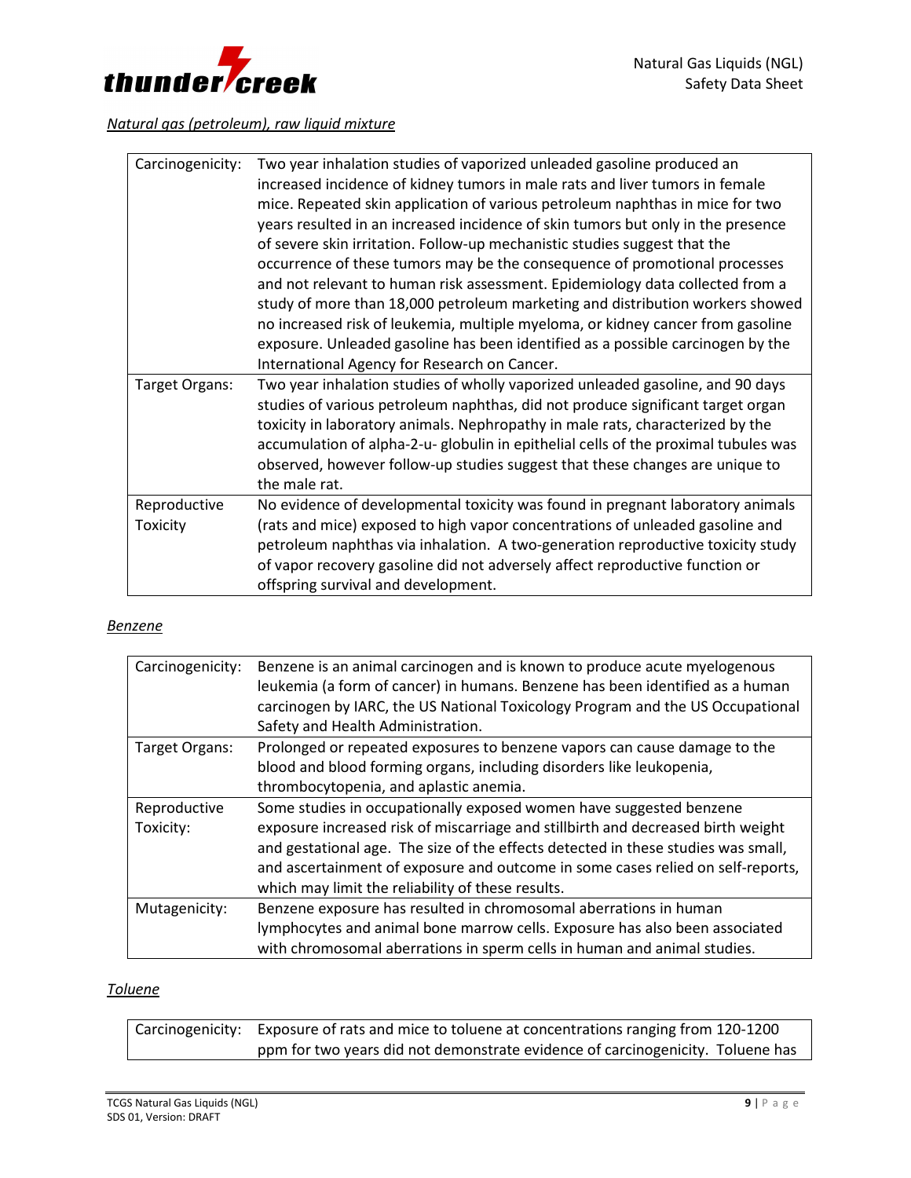*Natural gas (petroleum), raw liquid mixture*

| | |
|---|---|
| Carcinogenicity: | Two year inhalation studies of vaporized unleaded gasoline produced an increased incidence of kidney tumors in male rats and liver tumors in female mice. Repeated skin application of various petroleum naphthas in mice for two years resulted in an increased incidence of skin tumors but only in the presence of severe skin irritation. Follow-up mechanistic studies suggest that the occurrence of these tumors may be the consequence of promotional processes and not relevant to human risk assessment. Epidemiology data collected from a study of more than 18,000 petroleum marketing and distribution workers showed no increased risk of leukemia, multiple myeloma, or kidney cancer from gasoline exposure. Unleaded gasoline has been identified as a possible carcinogen by the International Agency for Research on Cancer. |
| Target Organs: | Two year inhalation studies of wholly vaporized unleaded gasoline, and 90 days studies of various petroleum naphthas, did not produce significant target organ toxicity in laboratory animals. Nephropathy in male rats, characterized by the accumulation of alpha-2-u- globulin in epithelial cells of the proximal tubules was observed, however follow-up studies suggest that these changes are unique to the male rat. |
| Reproductive Toxicity | No evidence of developmental toxicity was found in pregnant laboratory animals (rats and mice) exposed to high vapor concentrations of unleaded gasoline and petroleum naphthas via inhalation. A two-generation reproductive toxicity study of vapor recovery gasoline did not adversely affect reproductive function or offspring survival and development. |

*Benzene*

| | |
|---|---|
| Carcinogenicity: | Benzene is an animal carcinogen and is known to produce acute myelogenous leukemia (a form of cancer) in humans. Benzene has been identified as a human carcinogen by IARC, the US National Toxicology Program and the US Occupational Safety and Health Administration. |
| Target Organs: | Prolonged or repeated exposures to benzene vapors can cause damage to the blood and blood forming organs, including disorders like leukopenia, thrombocytopenia, and aplastic anemia. |
| Reproductive Toxicity: | Some studies in occupationally exposed women have suggested benzene exposure increased risk of miscarriage and stillbirth and decreased birth weight and gestational age. The size of the effects detected in these studies was small, and ascertainment of exposure and outcome in some cases relied on self-reports, which may limit the reliability of these results. |
| Mutagenicity: | Benzene exposure has resulted in chromosomal aberrations in human lymphocytes and animal bone marrow cells. Exposure has also been associated with chromosomal aberrations in sperm cells in human and animal studies. |

*Toluene*

| | |
|---|---|
| Carcinogenicity: | Exposure of rats and mice to toluene at concentrations ranging from 120-1200 ppm for two years did not demonstrate evidence of carcinogenicity. Toluene has |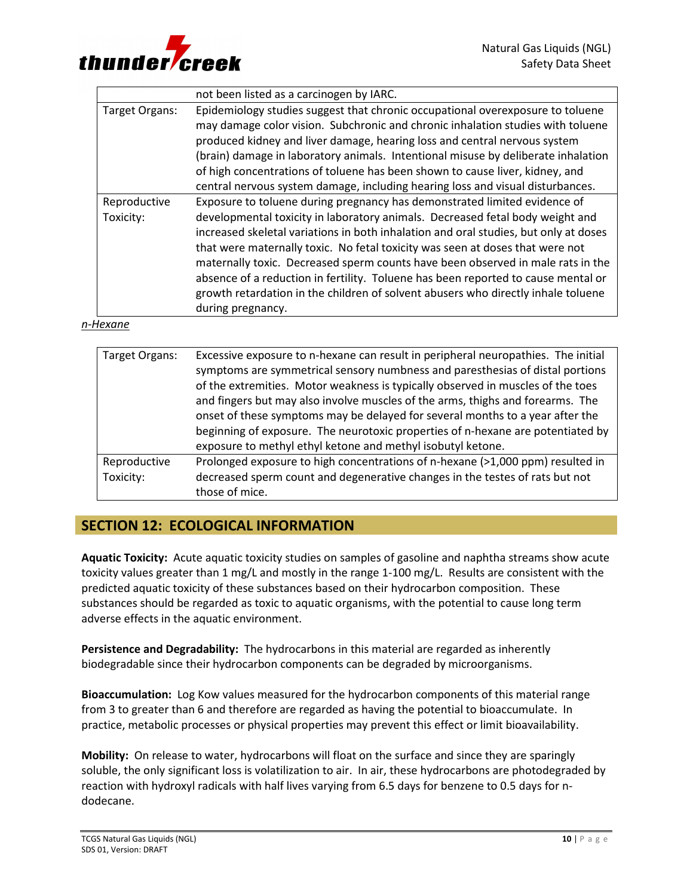| | |
|---|---|
| | not been listed as a carcinogen by IARC. |
| Target Organs: | Epidemiology studies suggest that chronic occupational overexposure to toluene may damage color vision. Subchronic and chronic inhalation studies with toluene produced kidney and liver damage, hearing loss and central nervous system (brain) damage in laboratory animals. Intentional misuse by deliberate inhalation of high concentrations of toluene has been shown to cause liver, kidney, and central nervous system damage, including hearing loss and visual disturbances. |
| Reproductive Toxicity: | Exposure to toluene during pregnancy has demonstrated limited evidence of developmental toxicity in laboratory animals. Decreased fetal body weight and increased skeletal variations in both inhalation and oral studies, but only at doses that were maternally toxic. No fetal toxicity was seen at doses that were not maternally toxic. Decreased sperm counts have been observed in male rats in the absence of a reduction in fertility. Toluene has been reported to cause mental or growth retardation in the children of solvent abusers who directly inhale toluene during pregnancy. |

*n-Hexane*

| | |
|---|---|
| Target Organs: | Excessive exposure to n-hexane can result in peripheral neuropathies. The initial symptoms are symmetrical sensory numbness and paresthesias of distal portions of the extremities. Motor weakness is typically observed in muscles of the toes and fingers but may also involve muscles of the arms, thighs and forearms. The onset of these symptoms may be delayed for several months to a year after the beginning of exposure. The neurotoxic properties of n-hexane are potentiated by exposure to methyl ethyl ketone and methyl isobutyl ketone. |
| Reproductive Toxicity: | Prolonged exposure to high concentrations of n-hexane (>1,000 ppm) resulted in decreased sperm count and degenerative changes in the testes of rats but not those of mice. |

## SECTION 12: ECOLOGICAL INFORMATION

**Aquatic Toxicity:** Acute aquatic toxicity studies on samples of gasoline and naphtha streams show acute toxicity values greater than 1 mg/L and mostly in the range 1-100 mg/L. Results are consistent with the predicted aquatic toxicity of these substances based on their hydrocarbon composition. These substances should be regarded as toxic to aquatic organisms, with the potential to cause long term adverse effects in the aquatic environment.

**Persistence and Degradability:** The hydrocarbons in this material are regarded as inherently biodegradable since their hydrocarbon components can be degraded by microorganisms.

**Bioaccumulation:** Log Kow values measured for the hydrocarbon components of this material range from 3 to greater than 6 and therefore are regarded as having the potential to bioaccumulate. In practice, metabolic processes or physical properties may prevent this effect or limit bioavailability.

**Mobility:** On release to water, hydrocarbons will float on the surface and since they are sparingly soluble, the only significant loss is volatilization to air. In air, these hydrocarbons are photodegraded by reaction with hydroxyl radicals with half lives varying from 6.5 days for benzene to 0.5 days for n-dodecane.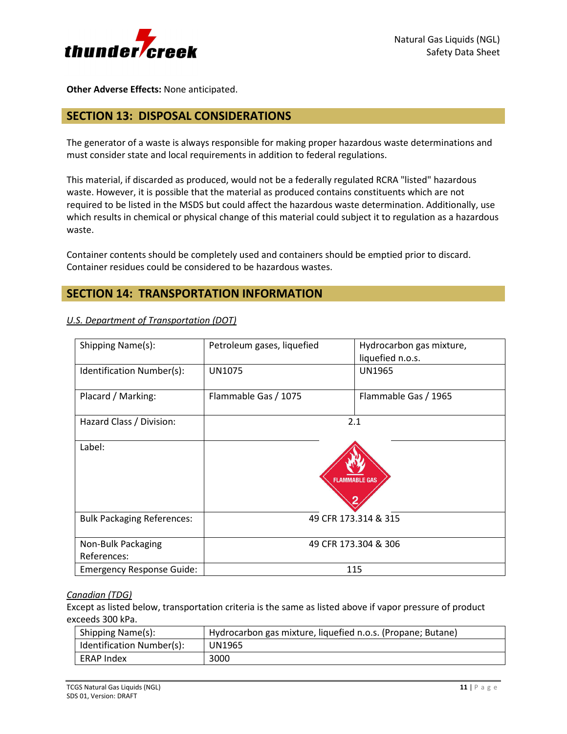**Other Adverse Effects:** None anticipated.

## SECTION 13: DISPOSAL CONSIDERATIONS

The generator of a waste is always responsible for making proper hazardous waste determinations and must consider state and local requirements in addition to federal regulations.

This material, if discarded as produced, would not be a federally regulated RCRA "listed" hazardous waste. However, it is possible that the material as produced contains constituents which are not required to be listed in the MSDS but could affect the hazardous waste determination. Additionally, use which results in chemical or physical change of this material could subject it to regulation as a hazardous waste.

Container contents should be completely used and containers should be emptied prior to discard. Container residues could be considered to be hazardous wastes.

## SECTION 14: TRANSPORTATION INFORMATION

*U.S. Department of Transportation (DOT)*

| | | |
|---|---|---|
| Shipping Name(s): | Petroleum gases, liquefied | Hydrocarbon gas mixture, liquefied n.o.s. |
| Identification Number(s): | UN1075 | UN1965 |
| Placard / Marking: | Flammable Gas / 1075 | Flammable Gas / 1965 |
| Hazard Class / Division: | 2.1 | |
| Label: | FLAMMABLE GAS 2 | |
| Bulk Packaging References: | 49 CFR 173.314 & 315 | |
| Non-Bulk Packaging References: | 49 CFR 173.304 & 306 | |
| Emergency Response Guide: | 115 | |

*Canadian (TDG)*

Except as listed below, transportation criteria is the same as listed above if vapor pressure of product exceeds 300 kPa.

| | |
|---|---|
| Shipping Name(s): | Hydrocarbon gas mixture, liquefied n.o.s. (Propane; Butane) |
| Identification Number(s): | UN1965 |
| ERAP Index | 3000 |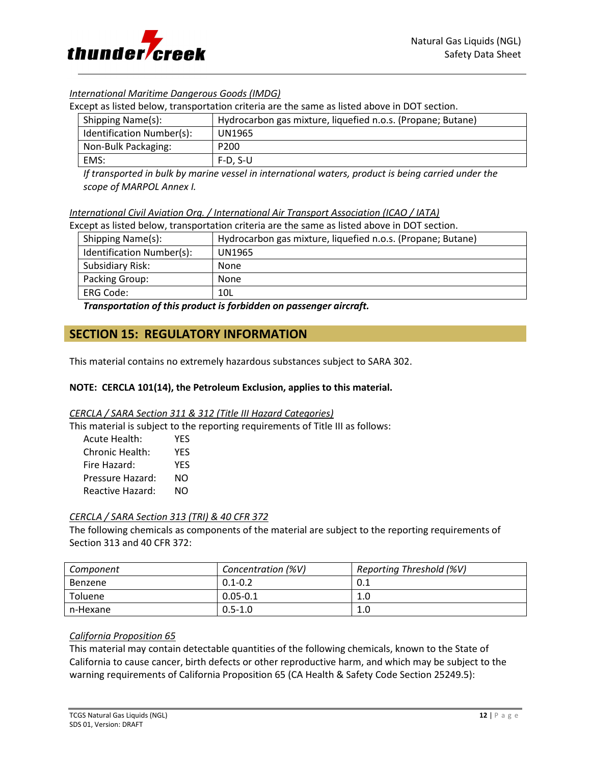*International Maritime Dangerous Goods (IMDG)*

Except as listed below, transportation criteria are the same as listed above in DOT section.

| | |
|---|---|
| Shipping Name(s): | Hydrocarbon gas mixture, liquefied n.o.s. (Propane; Butane) |
| Identification Number(s): | UN1965 |
| Non-Bulk Packaging: | P200 |
| EMS: | F-D, S-U |

*If transported in bulk by marine vessel in international waters, product is being carried under the scope of MARPOL Annex I.*

*International Civil Aviation Org. / International Air Transport Association (ICAO / IATA)*

Except as listed below, transportation criteria are the same as listed above in DOT section.

| | |
|---|---|
| Shipping Name(s): | Hydrocarbon gas mixture, liquefied n.o.s. (Propane; Butane) |
| Identification Number(s): | UN1965 |
| Subsidiary Risk: | None |
| Packing Group: | None |
| ERG Code: | 10L |

***Transportation of this product is forbidden on passenger aircraft.***

## SECTION 15: REGULATORY INFORMATION

This material contains no extremely hazardous substances subject to SARA 302.

**NOTE: CERCLA 101(14), the Petroleum Exclusion, applies to this material.**

*CERCLA / SARA Section 311 & 312 (Title III Hazard Categories)*

This material is subject to the reporting requirements of Title III as follows:

Acute Health: YES
Chronic Health: YES
Fire Hazard: YES
Pressure Hazard: NO
Reactive Hazard: NO

*CERCLA / SARA Section 313 (TRI) & 40 CFR 372*

The following chemicals as components of the material are subject to the reporting requirements of Section 313 and 40 CFR 372:

| *Component* | *Concentration (%V)* | *Reporting Threshold (%V)* |
|---|---|---|
| Benzene | 0.1-0.2 | 0.1 |
| Toluene | 0.05-0.1 | 1.0 |
| n-Hexane | 0.5-1.0 | 1.0 |

*California Proposition 65*

This material may contain detectable quantities of the following chemicals, known to the State of California to cause cancer, birth defects or other reproductive harm, and which may be subject to the warning requirements of California Proposition 65 (CA Health & Safety Code Section 25249.5):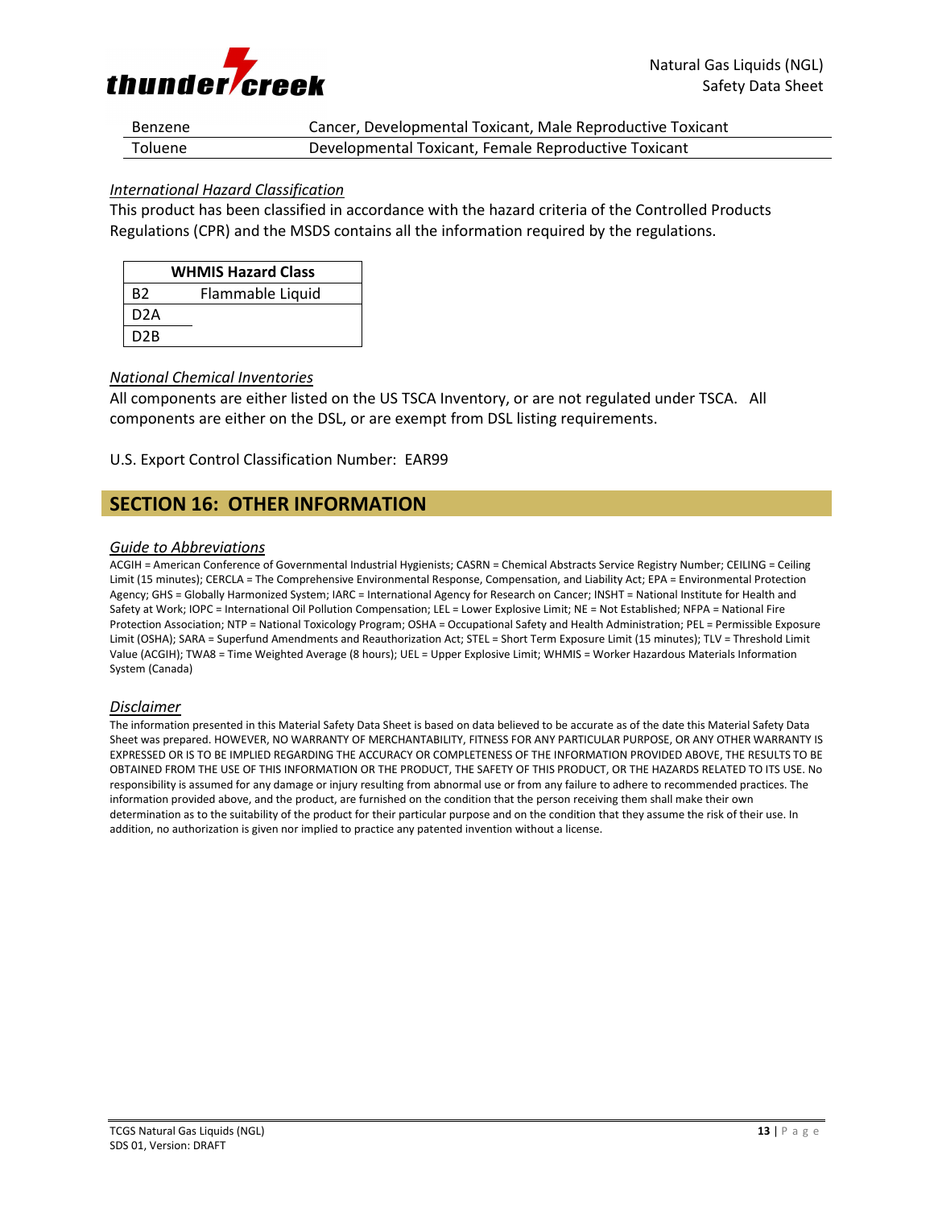| | |
|---|---|
| Benzene | Cancer, Developmental Toxicant, Male Reproductive Toxicant |
| Toluene | Developmental Toxicant, Female Reproductive Toxicant |

*International Hazard Classification*

This product has been classified in accordance with the hazard criteria of the Controlled Products Regulations (CPR) and the MSDS contains all the information required by the regulations.

| WHMIS Hazard Class | |
|---|---|
| B2 | Flammable Liquid |
| D2A | |
| D2B | |

*National Chemical Inventories*

All components are either listed on the US TSCA Inventory, or are not regulated under TSCA. All components are either on the DSL, or are exempt from DSL listing requirements.

U.S. Export Control Classification Number: EAR99

## SECTION 16: OTHER INFORMATION

*Guide to Abbreviations*

ACGIH = American Conference of Governmental Industrial Hygienists; CASRN = Chemical Abstracts Service Registry Number; CEILING = Ceiling Limit (15 minutes); CERCLA = The Comprehensive Environmental Response, Compensation, and Liability Act; EPA = Environmental Protection Agency; GHS = Globally Harmonized System; IARC = International Agency for Research on Cancer; INSHT = National Institute for Health and Safety at Work; IOPC = International Oil Pollution Compensation; LEL = Lower Explosive Limit; NE = Not Established; NFPA = National Fire Protection Association; NTP = National Toxicology Program; OSHA = Occupational Safety and Health Administration; PEL = Permissible Exposure Limit (OSHA); SARA = Superfund Amendments and Reauthorization Act; STEL = Short Term Exposure Limit (15 minutes); TLV = Threshold Limit Value (ACGIH); TWA8 = Time Weighted Average (8 hours); UEL = Upper Explosive Limit; WHMIS = Worker Hazardous Materials Information System (Canada)

*Disclaimer*

The information presented in this Material Safety Data Sheet is based on data believed to be accurate as of the date this Material Safety Data Sheet was prepared. HOWEVER, NO WARRANTY OF MERCHANTABILITY, FITNESS FOR ANY PARTICULAR PURPOSE, OR ANY OTHER WARRANTY IS EXPRESSED OR IS TO BE IMPLIED REGARDING THE ACCURACY OR COMPLETENESS OF THE INFORMATION PROVIDED ABOVE, THE RESULTS TO BE OBTAINED FROM THE USE OF THIS INFORMATION OR THE PRODUCT, THE SAFETY OF THIS PRODUCT, OR THE HAZARDS RELATED TO ITS USE. No responsibility is assumed for any damage or injury resulting from abnormal use or from any failure to adhere to recommended practices. The information provided above, and the product, are furnished on the condition that the person receiving them shall make their own determination as to the suitability of the product for their particular purpose and on the condition that they assume the risk of their use. In addition, no authorization is given nor implied to practice any patented invention without a license.